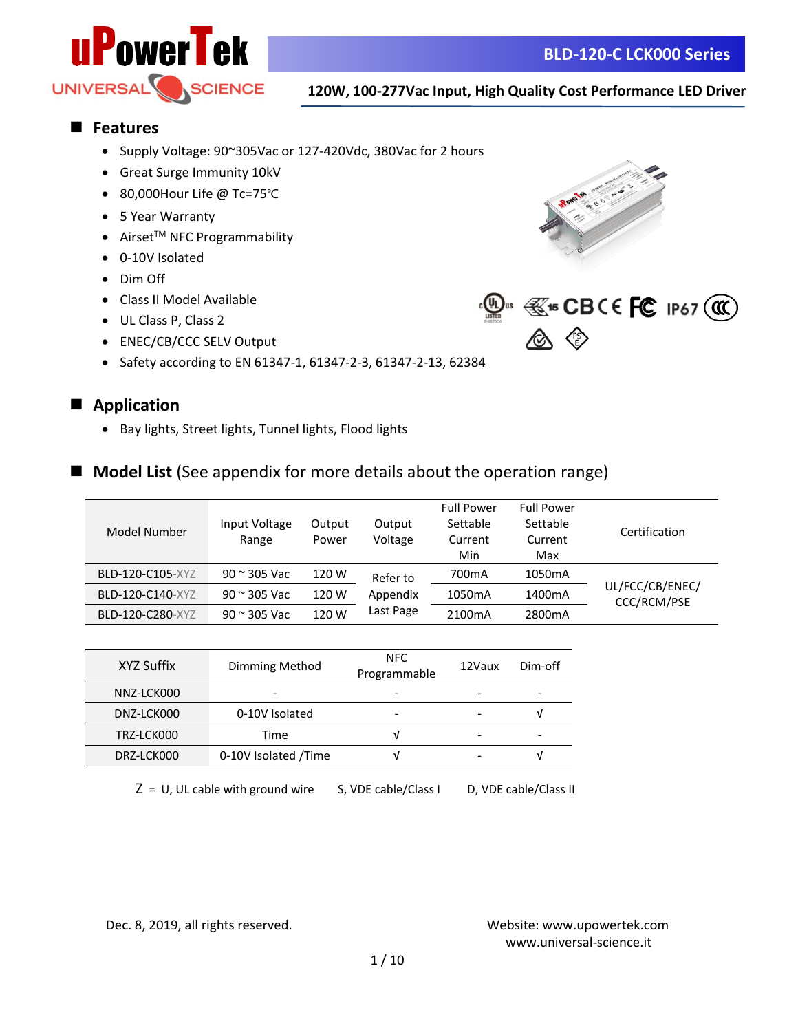# BLD-120-C LCK000 Series

**120W, 100-277Vac Input, High Quality Cost Performance LED Driver**

## Features

- Supply Voltage: 90~305Vac or 127-420Vdc, 380Vac for 2 hours
- Great Surge Immunity 10kV
- 80,000Hour Life @ Tc=75℃
- 5 Year Warranty
- Airset™ NFC Programmability
- 0-10V Isolated
- Dim Off
- Class II Model Available
- UL Class P, Class 2
- ENEC/CB/CCC SELV Output
- Safety according to EN 61347-1, 61347-2-3, 61347-2-13, 62384

## Application

- Bay lights, Street lights, Tunnel lights, Flood lights

## Model List (See appendix for more details about the operation range)

| Model Number | Input Voltage Range | Output Power | Output Voltage | Full Power Settable Current Min | Full Power Settable Current Max | Certification |
|---|---|---|---|---|---|---|
| BLD-120-C105-XYZ | 90 ~ 305 Vac | 120 W | Refer to Appendix Last Page | 700mA | 1050mA | UL/FCC/CB/ENEC/ CCC/RCM/PSE |
| BLD-120-C140-XYZ | 90 ~ 305 Vac | 120 W | | 1050mA | 1400mA | |
| BLD-120-C280-XYZ | 90 ~ 305 Vac | 120 W | | 2100mA | 2800mA | |

| XYZ Suffix | Dimming Method | NFC Programmable | 12Vaux | Dim-off |
|---|---|---|---|---|
| NNZ-LCK000 | - | - | - | - |
| DNZ-LCK000 | 0-10V Isolated | - | - | √ |
| TRZ-LCK000 | Time | √ | - | - |
| DRZ-LCK000 | 0-10V Isolated /Time | √ | - | √ |

Z = U, UL cable with ground wire     S, VDE cable/Class I     D, VDE cable/Class II

Dec. 8, 2019, all rights reserved.

Website: www.upowertek.com
www.universal-science.it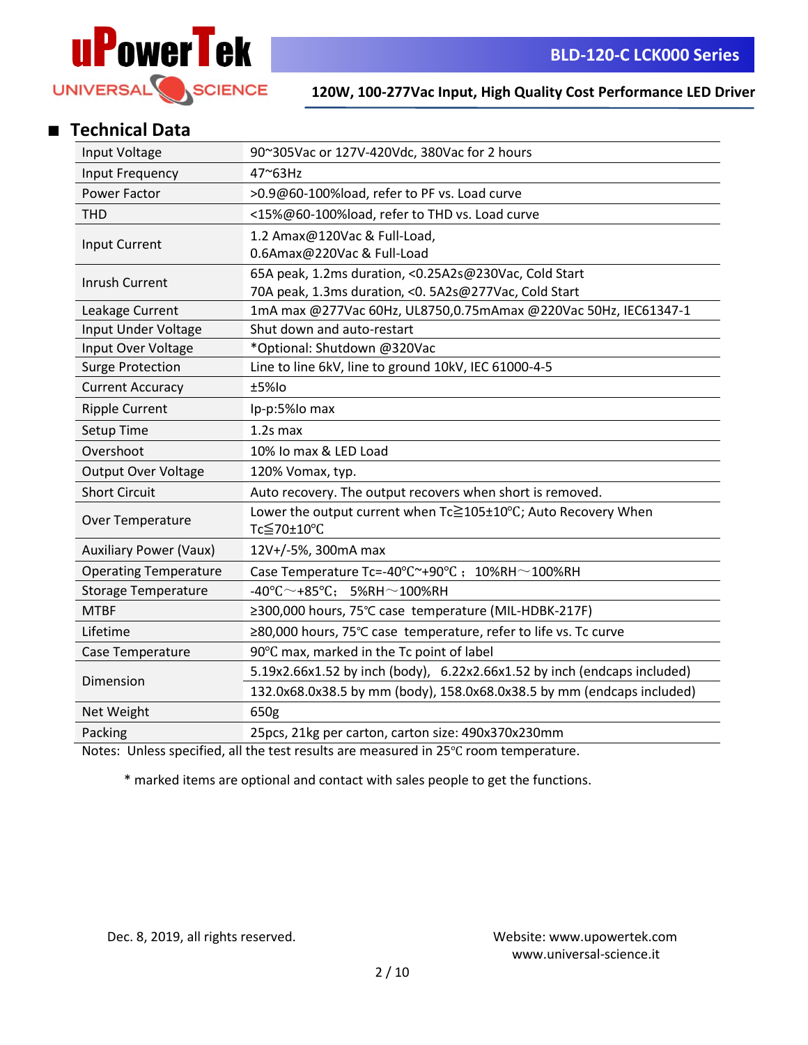## ■ Technical Data

| | |
|---|---|
| Input Voltage | 90~305Vac or 127V-420Vdc, 380Vac for 2 hours |
| Input Frequency | 47~63Hz |
| Power Factor | >0.9@60-100%load, refer to PF vs. Load curve |
| THD | <15%@60-100%load, refer to THD vs. Load curve |
| Input Current | 1.2 Amax@120Vac & Full-Load,<br>0.6Amax@220Vac & Full-Load |
| Inrush Current | 65A peak, 1.2ms duration, <0.25A2s@230Vac, Cold Start<br>70A peak, 1.3ms duration, <0. 5A2s@277Vac, Cold Start |
| Leakage Current | 1mA max @277Vac 60Hz, UL8750,0.75mAmax @220Vac 50Hz, IEC61347-1 |
| Input Under Voltage | Shut down and auto-restart |
| Input Over Voltage | *Optional: Shutdown @320Vac |
| Surge Protection | Line to line 6kV, line to ground 10kV, IEC 61000-4-5 |
| Current Accuracy | ±5%Io |
| Ripple Current | Ip-p:5%Io max |
| Setup Time | 1.2s max |
| Overshoot | 10% Io max & LED Load |
| Output Over Voltage | 120% Vomax, typ. |
| Short Circuit | Auto recovery. The output recovers when short is removed. |
| Over Temperature | Lower the output current when Tc≧105±10℃; Auto Recovery When Tc≦70±10℃ |
| Auxiliary Power (Vaux) | 12V+/-5%, 300mA max |
| Operating Temperature | Case Temperature Tc=-40℃~+90℃； 10%RH～100%RH |
| Storage Temperature | -40℃～+85℃; 5%RH～100%RH |
| MTBF | ≥300,000 hours, 75℃ case temperature (MIL-HDBK-217F) |
| Lifetime | ≥80,000 hours, 75℃ case temperature, refer to life vs. Tc curve |
| Case Temperature | 90℃ max, marked in the Tc point of label |
| Dimension | 5.19x2.66x1.52 by inch (body), 6.22x2.66x1.52 by inch (endcaps included) |
| | 132.0x68.0x38.5 by mm (body), 158.0x68.0x38.5 by mm (endcaps included) |
| Net Weight | 650g |
| Packing | 25pcs, 21kg per carton, carton size: 490x370x230mm |

Notes: Unless specified, all the test results are measured in 25℃ room temperature.

\* marked items are optional and contact with sales people to get the functions.

Dec. 8, 2019, all rights reserved.

Website: www.upowertek.com
www.universal-science.it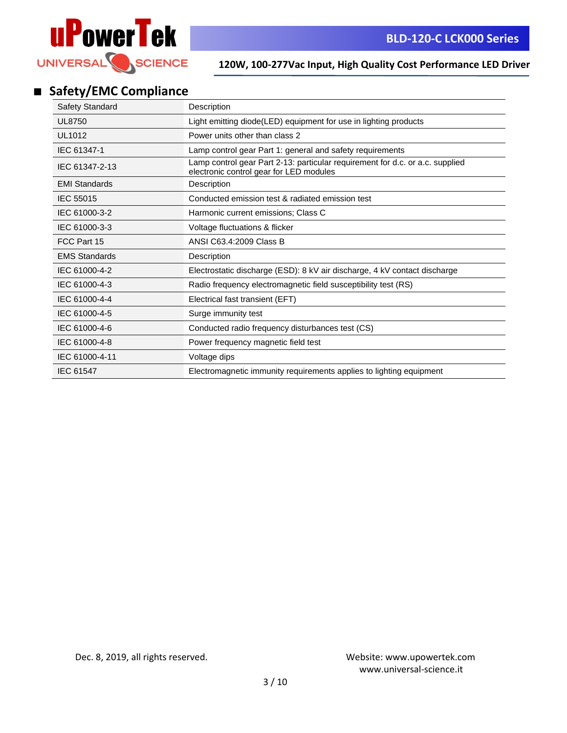## Safety/EMC Compliance

| Safety Standard | Description |
|---|---|
| UL8750 | Light emitting diode(LED) equipment for use in lighting products |
| UL1012 | Power units other than class 2 |
| IEC 61347-1 | Lamp control gear Part 1: general and safety requirements |
| IEC 61347-2-13 | Lamp control gear Part 2-13: particular requirement for d.c. or a.c. supplied electronic control gear for LED modules |
| **EMI Standards** | **Description** |
| IEC 55015 | Conducted emission test & radiated emission test |
| IEC 61000-3-2 | Harmonic current emissions; Class C |
| IEC 61000-3-3 | Voltage fluctuations & flicker |
| FCC Part 15 | ANSI C63.4:2009 Class B |
| **EMS Standards** | **Description** |
| IEC 61000-4-2 | Electrostatic discharge (ESD): 8 kV air discharge, 4 kV contact discharge |
| IEC 61000-4-3 | Radio frequency electromagnetic field susceptibility test (RS) |
| IEC 61000-4-4 | Electrical fast transient (EFT) |
| IEC 61000-4-5 | Surge immunity test |
| IEC 61000-4-6 | Conducted radio frequency disturbances test (CS) |
| IEC 61000-4-8 | Power frequency magnetic field test |
| IEC 61000-4-11 | Voltage dips |
| IEC 61547 | Electromagnetic immunity requirements applies to lighting equipment |

Dec. 8, 2019, all rights reserved.

Website: www.upowertek.com
www.universal-science.it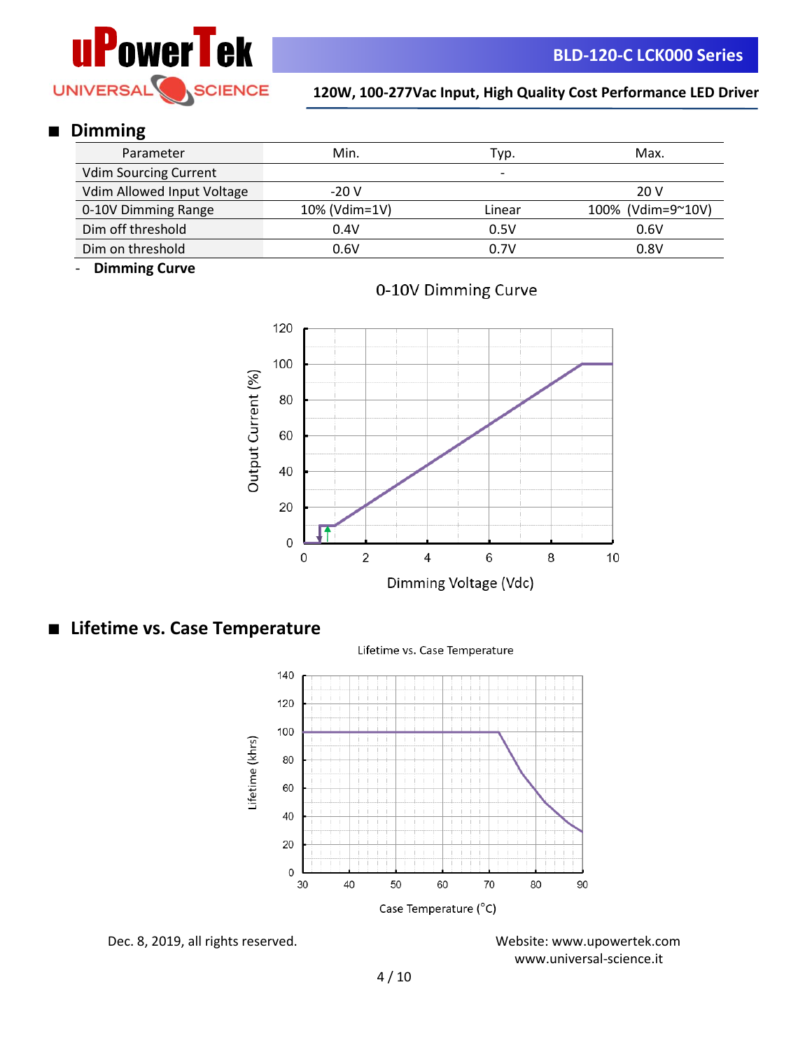## Dimming

| Parameter | Min. | Typ. | Max. |
|---|---|---|---|
| Vdim Sourcing Current | | - | |
| Vdim Allowed Input Voltage | -20 V | | 20 V |
| 0-10V Dimming Range | 10% (Vdim=1V) | Linear | 100% (Vdim=9~10V) |
| Dim off threshold | 0.4V | 0.5V | 0.6V |
| Dim on threshold | 0.6V | 0.7V | 0.8V |

- **Dimming Curve**

0-10V Dimming Curve

## Lifetime vs. Case Temperature

Lifetime vs. Case Temperature

Dec. 8, 2019, all rights reserved.

Website: www.upowertek.com
www.universal-science.it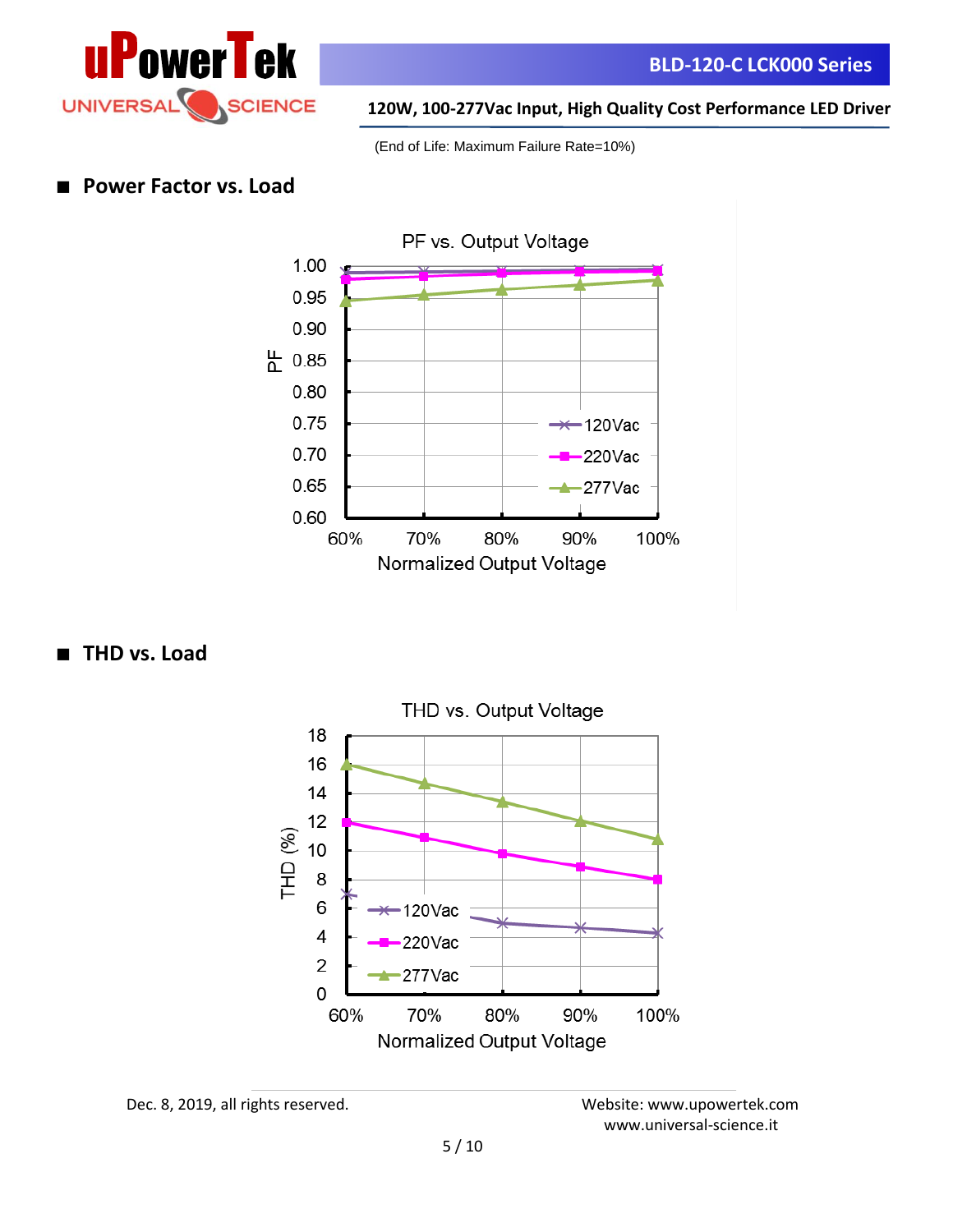(End of Life: Maximum Failure Rate=10%)

## ■ Power Factor vs. Load

PF vs. Output Voltage

PF

1.00
0.95
0.90
0.85
0.80
0.75
0.70
0.65
0.60

60% 70% 80% 90% 100%

Normalized Output Voltage

120Vac
220Vac
277Vac

## ■ THD vs. Load

THD vs. Output Voltage

THD (%)

18
16
14
12
10
8
6
4
2
0

60% 70% 80% 90% 100%

Normalized Output Voltage

120Vac
220Vac
277Vac

Dec. 8, 2019, all rights reserved.

Website: www.upowertek.com
www.universal-science.it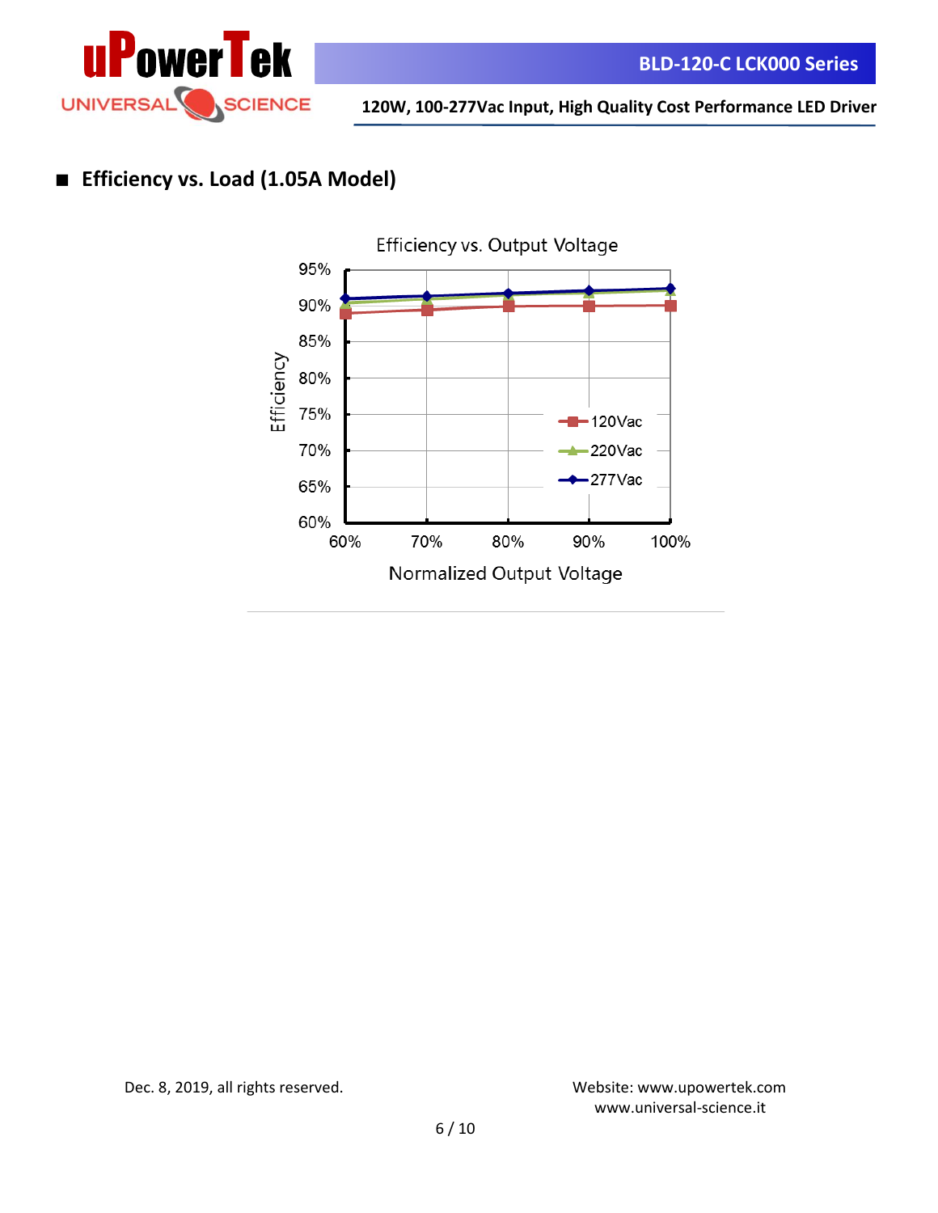## ■ Efficiency vs. Load (1.05A Model)

Efficiency vs. Output Voltage

Efficiency

95%
90%
85%
80%
75%
70%
65%
60%

60% 70% 80% 90% 100%

Normalized Output Voltage

120Vac
220Vac
277Vac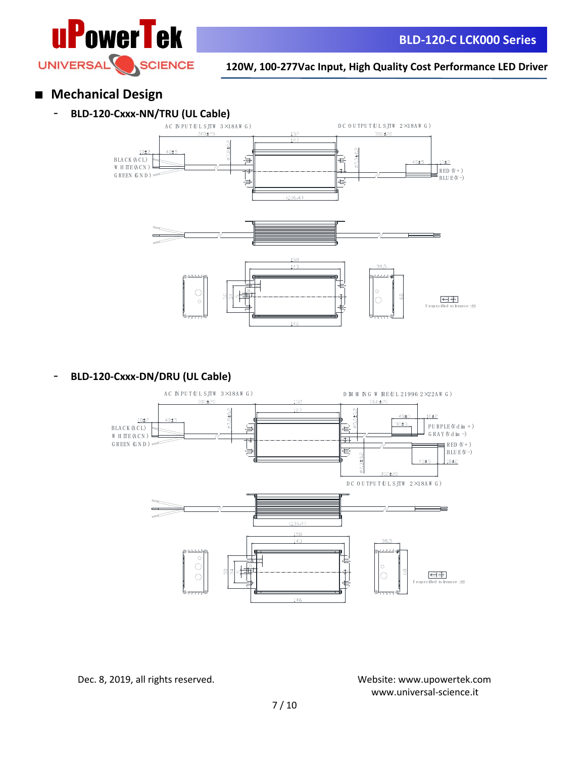## ■ Mechanical Design

- **BLD-120-Cxxx-NN/TRU (UL Cable)**

AC INPUT(UL SJTW 3×18AWG)

DC OUTPUT(UL SJTW 2×18AWG)

300±20 | 132 | 127 | 300±20

10±2 | 40±5

BLACK(ACL)

WHITE(ACN)

GREEN(GND)

Ø7.6±0.2

(36.4)

40±5 | 10±2

RED(V+)

BLUE(V-)

158 | 143 | 38.5

50 | 34 | 68

146

Unspecified tolerance ±1

- **BLD-120-Cxxx-DN/DRU (UL Cable)**

AC INPUT(UL SJTW 3×18AWG)

DIMMING WIRE(UL 21996 2×22AWG)

300±20 | 132 | 127 | 260±20

10±2 | 40±5

BLACK(ACL)

WHITE(ACN)

GREEN(GND)

Ø7.6±0.2

40±5 | 30±3 | 10±2

PURPLE(Vdim+)

GRAY(Vdim-)

RED(V+)

BLUE(V-)

40±5 | 10±2

300±20

DC OUTPUT(UL SJTW 2×18AWG)

(36.4)

158 | 143 | 38.5

50 | 34 | 68

146

Unspecified tolerance ±1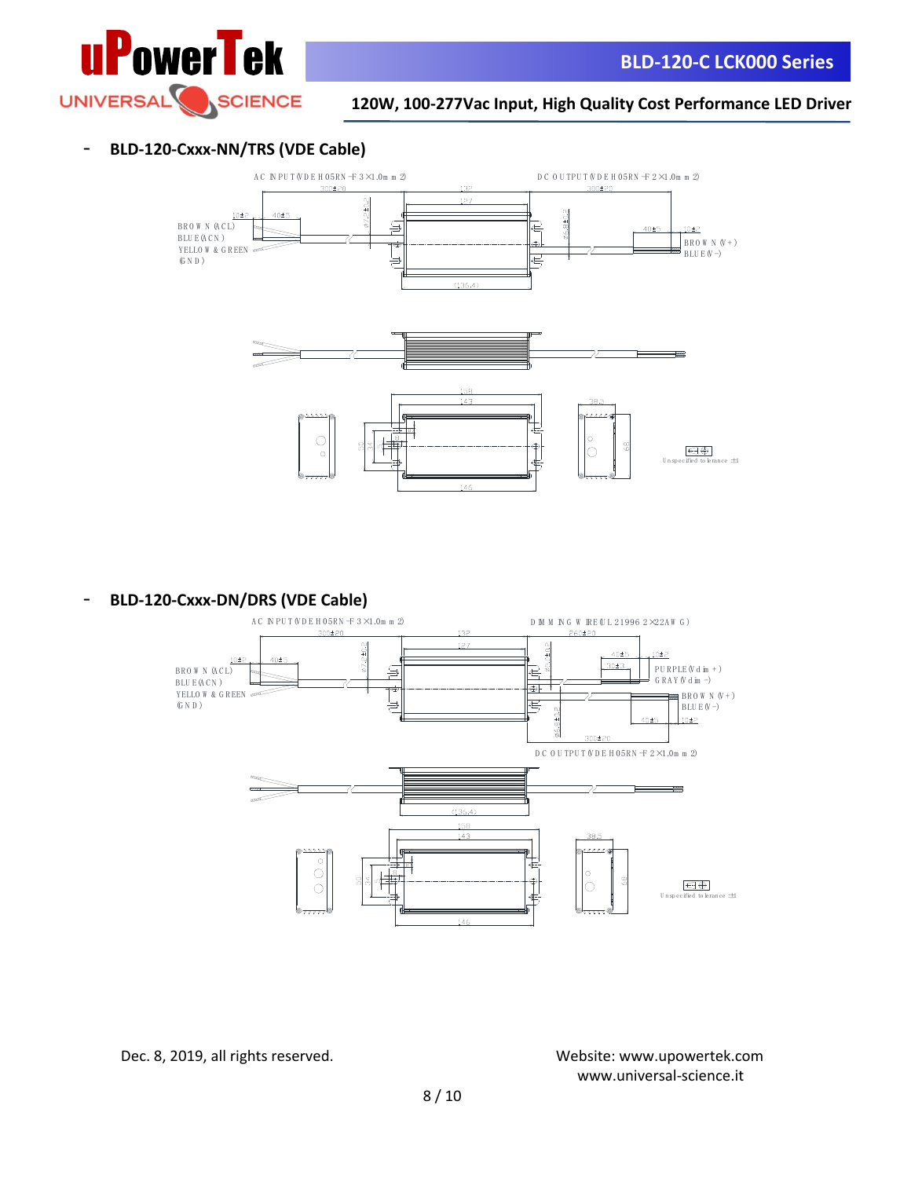- **BLD-120-Cxxx-NN/TRS (VDE Cable)**

AC INPUT(VDE H05RN-F 3×1.0mm2)

DC OUTPUT(VDE H05RN-F 2×1.0mm2)

BROWN (ACL)
BLUE(ACN)
YELLOW & GREEN (GND)

BROWN (V+)
BLUE(V-)

Unspecified tolerance ±1

- **BLD-120-Cxxx-DN/DRS (VDE Cable)**

AC INPUT(VDE H05RN-F 3×1.0mm2)

DIMMING WIRE(UL21996 2×22AWG)

DC OUTPUT(VDE H05RN-F 2×1.0mm2)

BROWN (ACL)
BLUE(ACN)
YELLOW & GREEN (GND)

PURPLE(Vdim+)
GRAY(Vdim-)

BROWN (V+)
BLUE(V-)

Unspecified tolerance ±1

Dec. 8, 2019, all rights reserved.

Website: www.upowertek.com
www.universal-science.it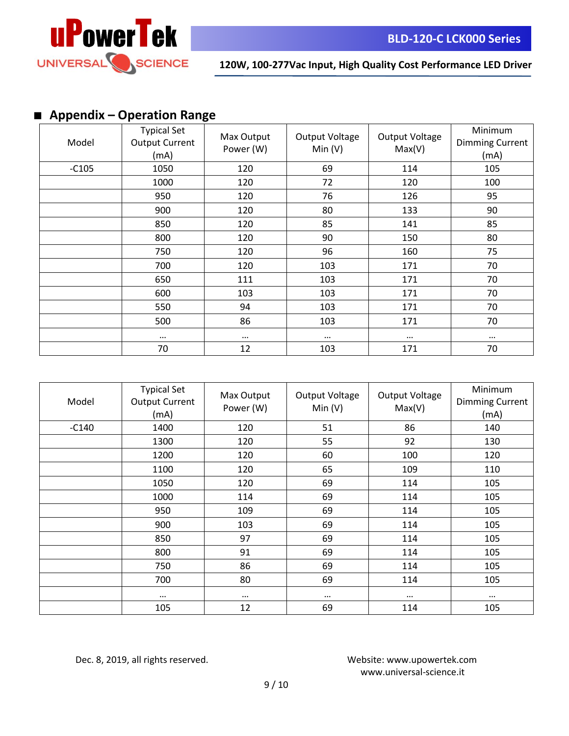## ■ Appendix – Operation Range

| Model | Typical Set Output Current (mA) | Max Output Power (W) | Output Voltage Min (V) | Output Voltage Max(V) | Minimum Dimming Current (mA) |
|---|---|---|---|---|---|
| -C105 | 1050 | 120 | 69 | 114 | 105 |
| | 1000 | 120 | 72 | 120 | 100 |
| | 950 | 120 | 76 | 126 | 95 |
| | 900 | 120 | 80 | 133 | 90 |
| | 850 | 120 | 85 | 141 | 85 |
| | 800 | 120 | 90 | 150 | 80 |
| | 750 | 120 | 96 | 160 | 75 |
| | 700 | 120 | 103 | 171 | 70 |
| | 650 | 111 | 103 | 171 | 70 |
| | 600 | 103 | 103 | 171 | 70 |
| | 550 | 94 | 103 | 171 | 70 |
| | 500 | 86 | 103 | 171 | 70 |
| | … | … | … | … | … |
| | 70 | 12 | 103 | 171 | 70 |

| Model | Typical Set Output Current (mA) | Max Output Power (W) | Output Voltage Min (V) | Output Voltage Max(V) | Minimum Dimming Current (mA) |
|---|---|---|---|---|---|
| -C140 | 1400 | 120 | 51 | 86 | 140 |
| | 1300 | 120 | 55 | 92 | 130 |
| | 1200 | 120 | 60 | 100 | 120 |
| | 1100 | 120 | 65 | 109 | 110 |
| | 1050 | 120 | 69 | 114 | 105 |
| | 1000 | 114 | 69 | 114 | 105 |
| | 950 | 109 | 69 | 114 | 105 |
| | 900 | 103 | 69 | 114 | 105 |
| | 850 | 97 | 69 | 114 | 105 |
| | 800 | 91 | 69 | 114 | 105 |
| | 750 | 86 | 69 | 114 | 105 |
| | 700 | 80 | 69 | 114 | 105 |
| | … | … | … | … | … |
| | 105 | 12 | 69 | 114 | 105 |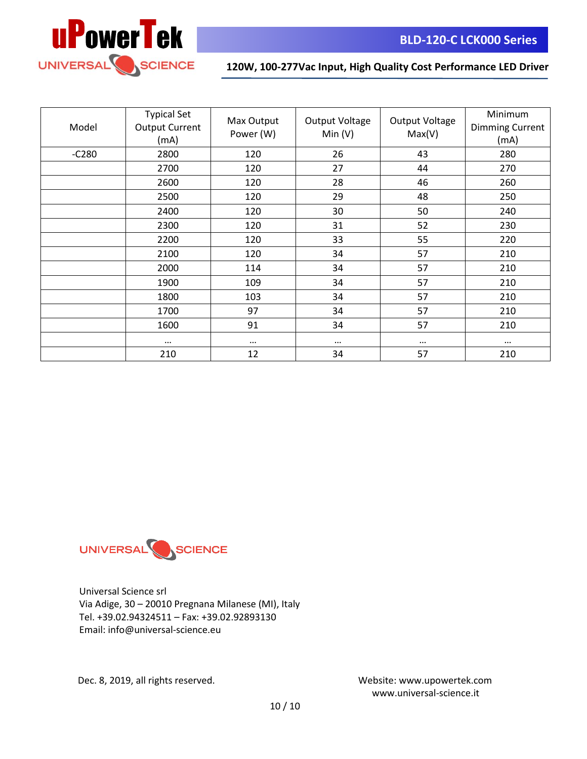| Model | Typical Set Output Current (mA) | Max Output Power (W) | Output Voltage Min (V) | Output Voltage Max(V) | Minimum Dimming Current (mA) |
|---|---|---|---|---|---|
| -C280 | 2800 | 120 | 26 | 43 | 280 |
| | 2700 | 120 | 27 | 44 | 270 |
| | 2600 | 120 | 28 | 46 | 260 |
| | 2500 | 120 | 29 | 48 | 250 |
| | 2400 | 120 | 30 | 50 | 240 |
| | 2300 | 120 | 31 | 52 | 230 |
| | 2200 | 120 | 33 | 55 | 220 |
| | 2100 | 120 | 34 | 57 | 210 |
| | 2000 | 114 | 34 | 57 | 210 |
| | 1900 | 109 | 34 | 57 | 210 |
| | 1800 | 103 | 34 | 57 | 210 |
| | 1700 | 97 | 34 | 57 | 210 |
| | 1600 | 91 | 34 | 57 | 210 |
| | … | … | … | … | … |
| | 210 | 12 | 34 | 57 | 210 |

UNIVERSAL SCIENCE

Universal Science srl
Via Adige, 30 – 20010 Pregnana Milanese (MI), Italy
Tel. +39.02.94324511 – Fax: +39.02.92893130
Email: info@universal-science.eu

Dec. 8, 2019, all rights reserved.

Website: www.upowertek.com
www.universal-science.it